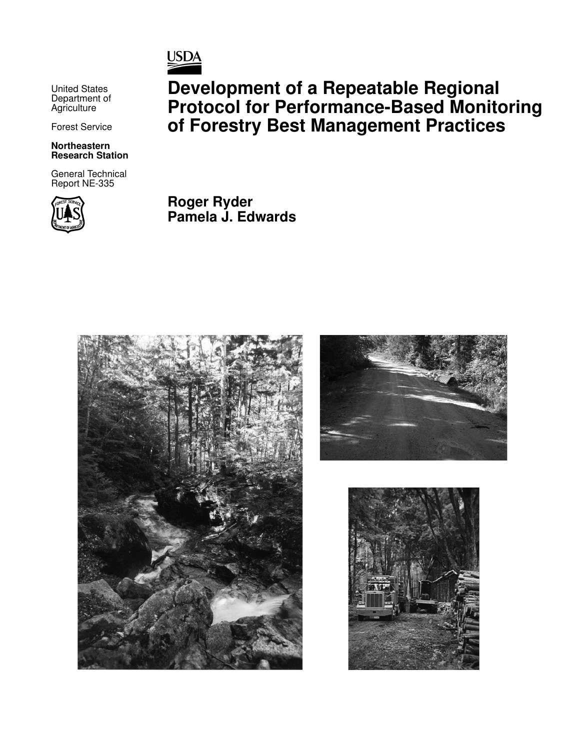USDA

United States Department of Agriculture

Forest Service

**Northeastern Research Station**

General Technical Report NE-335

# Development of a Repeatable Regional Protocol for Performance-Based Monitoring of Forestry Best Management Practices

**Roger Ryder**
**Pamela J. Edwards**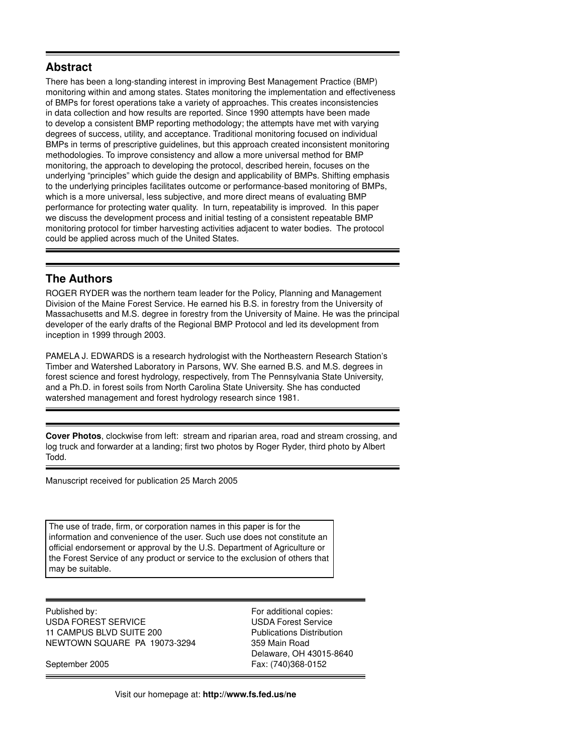## Abstract

There has been a long-standing interest in improving Best Management Practice (BMP) monitoring within and among states. States monitoring the implementation and effectiveness of BMPs for forest operations take a variety of approaches. This creates inconsistencies in data collection and how results are reported. Since 1990 attempts have been made to develop a consistent BMP reporting methodology; the attempts have met with varying degrees of success, utility, and acceptance. Traditional monitoring focused on individual BMPs in terms of prescriptive guidelines, but this approach created inconsistent monitoring methodologies. To improve consistency and allow a more universal method for BMP monitoring, the approach to developing the protocol, described herein, focuses on the underlying "principles" which guide the design and applicability of BMPs. Shifting emphasis to the underlying principles facilitates outcome or performance-based monitoring of BMPs, which is a more universal, less subjective, and more direct means of evaluating BMP performance for protecting water quality. In turn, repeatability is improved. In this paper we discuss the development process and initial testing of a consistent repeatable BMP monitoring protocol for timber harvesting activities adjacent to water bodies. The protocol could be applied across much of the United States.

## The Authors

ROGER RYDER was the northern team leader for the Policy, Planning and Management Division of the Maine Forest Service. He earned his B.S. in forestry from the University of Massachusetts and M.S. degree in forestry from the University of Maine. He was the principal developer of the early drafts of the Regional BMP Protocol and led its development from inception in 1999 through 2003.

PAMELA J. EDWARDS is a research hydrologist with the Northeastern Research Station's Timber and Watershed Laboratory in Parsons, WV. She earned B.S. and M.S. degrees in forest science and forest hydrology, respectively, from The Pennsylvania State University, and a Ph.D. in forest soils from North Carolina State University. She has conducted watershed management and forest hydrology research since 1981.

**Cover Photos**, clockwise from left: stream and riparian area, road and stream crossing, and log truck and forwarder at a landing; first two photos by Roger Ryder, third photo by Albert Todd.

Manuscript received for publication 25 March 2005

The use of trade, firm, or corporation names in this paper is for the information and convenience of the user. Such use does not constitute an official endorsement or approval by the U.S. Department of Agriculture or the Forest Service of any product or service to the exclusion of others that may be suitable.

Published by:
USDA FOREST SERVICE
11 CAMPUS BLVD SUITE 200
NEWTOWN SQUARE PA 19073-3294

September 2005

For additional copies:
USDA Forest Service
Publications Distribution
359 Main Road
Delaware, OH 43015-8640
Fax: (740)368-0152

Visit our homepage at: **http://www.fs.fed.us/ne**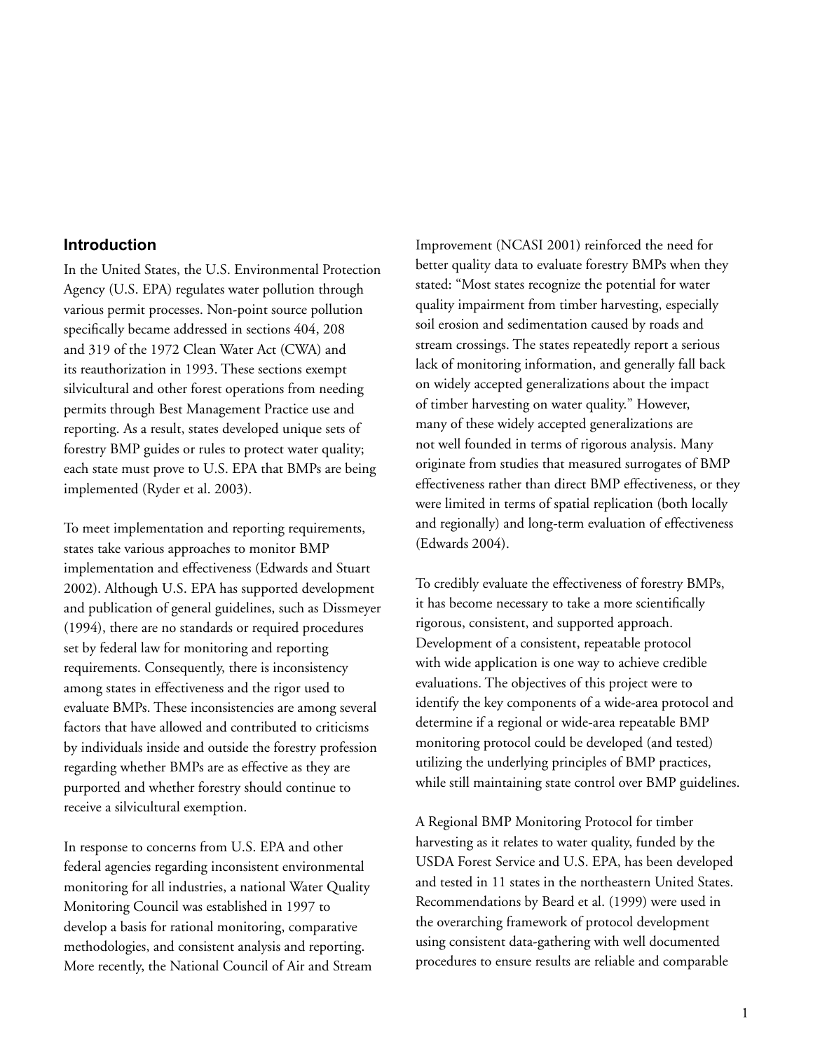## Introduction

In the United States, the U.S. Environmental Protection Agency (U.S. EPA) regulates water pollution through various permit processes. Non-point source pollution specifically became addressed in sections 404, 208 and 319 of the 1972 Clean Water Act (CWA) and its reauthorization in 1993. These sections exempt silvicultural and other forest operations from needing permits through Best Management Practice use and reporting. As a result, states developed unique sets of forestry BMP guides or rules to protect water quality; each state must prove to U.S. EPA that BMPs are being implemented (Ryder et al. 2003).

To meet implementation and reporting requirements, states take various approaches to monitor BMP implementation and effectiveness (Edwards and Stuart 2002). Although U.S. EPA has supported development and publication of general guidelines, such as Dissmeyer (1994), there are no standards or required procedures set by federal law for monitoring and reporting requirements. Consequently, there is inconsistency among states in effectiveness and the rigor used to evaluate BMPs. These inconsistencies are among several factors that have allowed and contributed to criticisms by individuals inside and outside the forestry profession regarding whether BMPs are as effective as they are purported and whether forestry should continue to receive a silvicultural exemption.

In response to concerns from U.S. EPA and other federal agencies regarding inconsistent environmental monitoring for all industries, a national Water Quality Monitoring Council was established in 1997 to develop a basis for rational monitoring, comparative methodologies, and consistent analysis and reporting. More recently, the National Council of Air and Stream Improvement (NCASI 2001) reinforced the need for better quality data to evaluate forestry BMPs when they stated: "Most states recognize the potential for water quality impairment from timber harvesting, especially soil erosion and sedimentation caused by roads and stream crossings. The states repeatedly report a serious lack of monitoring information, and generally fall back on widely accepted generalizations about the impact of timber harvesting on water quality." However, many of these widely accepted generalizations are not well founded in terms of rigorous analysis. Many originate from studies that measured surrogates of BMP effectiveness rather than direct BMP effectiveness, or they were limited in terms of spatial replication (both locally and regionally) and long-term evaluation of effectiveness (Edwards 2004).

To credibly evaluate the effectiveness of forestry BMPs, it has become necessary to take a more scientifically rigorous, consistent, and supported approach. Development of a consistent, repeatable protocol with wide application is one way to achieve credible evaluations. The objectives of this project were to identify the key components of a wide-area protocol and determine if a regional or wide-area repeatable BMP monitoring protocol could be developed (and tested) utilizing the underlying principles of BMP practices, while still maintaining state control over BMP guidelines.

A Regional BMP Monitoring Protocol for timber harvesting as it relates to water quality, funded by the USDA Forest Service and U.S. EPA, has been developed and tested in 11 states in the northeastern United States. Recommendations by Beard et al. (1999) were used in the overarching framework of protocol development using consistent data-gathering with well documented procedures to ensure results are reliable and comparable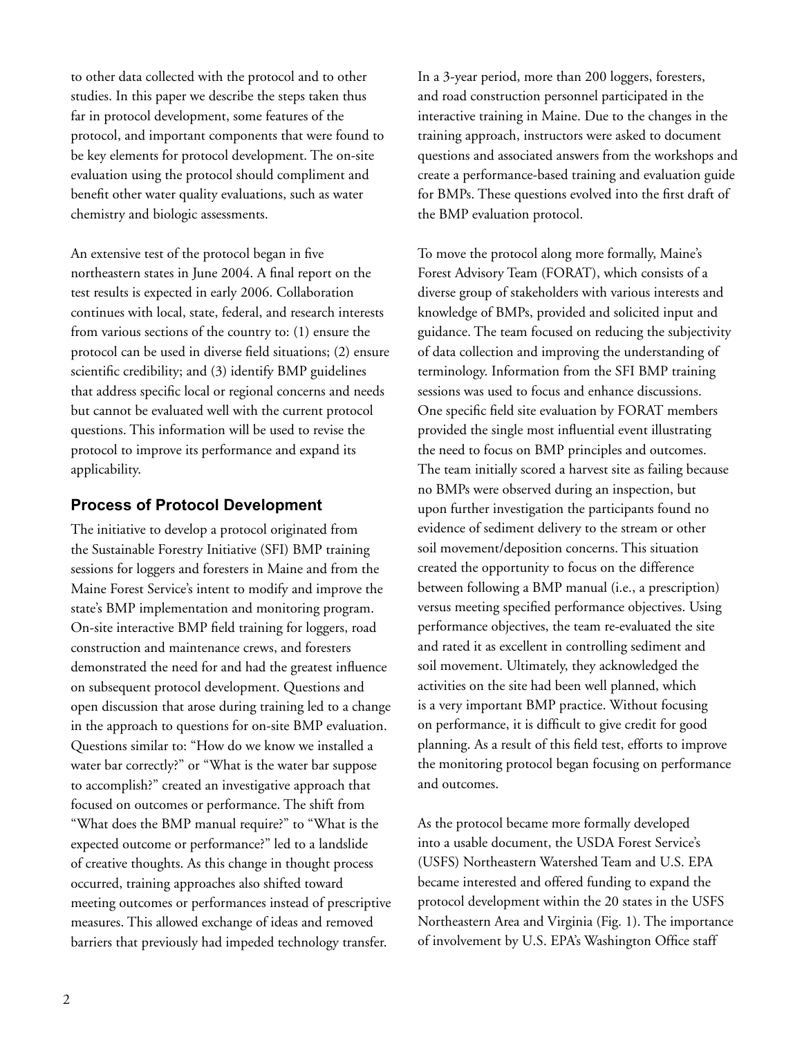to other data collected with the protocol and to other studies. In this paper we describe the steps taken thus far in protocol development, some features of the protocol, and important components that were found to be key elements for protocol development. The on-site evaluation using the protocol should compliment and benefit other water quality evaluations, such as water chemistry and biologic assessments.

An extensive test of the protocol began in five northeastern states in June 2004. A final report on the test results is expected in early 2006. Collaboration continues with local, state, federal, and research interests from various sections of the country to: (1) ensure the protocol can be used in diverse field situations; (2) ensure scientific credibility; and (3) identify BMP guidelines that address specific local or regional concerns and needs but cannot be evaluated well with the current protocol questions. This information will be used to revise the protocol to improve its performance and expand its applicability.

## Process of Protocol Development

The initiative to develop a protocol originated from the Sustainable Forestry Initiative (SFI) BMP training sessions for loggers and foresters in Maine and from the Maine Forest Service's intent to modify and improve the state's BMP implementation and monitoring program. On-site interactive BMP field training for loggers, road construction and maintenance crews, and foresters demonstrated the need for and had the greatest influence on subsequent protocol development. Questions and open discussion that arose during training led to a change in the approach to questions for on-site BMP evaluation. Questions similar to: "How do we know we installed a water bar correctly?" or "What is the water bar suppose to accomplish?" created an investigative approach that focused on outcomes or performance. The shift from "What does the BMP manual require?" to "What is the expected outcome or performance?" led to a landslide of creative thoughts. As this change in thought process occurred, training approaches also shifted toward meeting outcomes or performances instead of prescriptive measures. This allowed exchange of ideas and removed barriers that previously had impeded technology transfer.

In a 3-year period, more than 200 loggers, foresters, and road construction personnel participated in the interactive training in Maine. Due to the changes in the training approach, instructors were asked to document questions and associated answers from the workshops and create a performance-based training and evaluation guide for BMPs. These questions evolved into the first draft of the BMP evaluation protocol.

To move the protocol along more formally, Maine's Forest Advisory Team (FORAT), which consists of a diverse group of stakeholders with various interests and knowledge of BMPs, provided and solicited input and guidance. The team focused on reducing the subjectivity of data collection and improving the understanding of terminology. Information from the SFI BMP training sessions was used to focus and enhance discussions. One specific field site evaluation by FORAT members provided the single most influential event illustrating the need to focus on BMP principles and outcomes. The team initially scored a harvest site as failing because no BMPs were observed during an inspection, but upon further investigation the participants found no evidence of sediment delivery to the stream or other soil movement/deposition concerns. This situation created the opportunity to focus on the difference between following a BMP manual (i.e., a prescription) versus meeting specified performance objectives. Using performance objectives, the team re-evaluated the site and rated it as excellent in controlling sediment and soil movement. Ultimately, they acknowledged the activities on the site had been well planned, which is a very important BMP practice. Without focusing on performance, it is difficult to give credit for good planning. As a result of this field test, efforts to improve the monitoring protocol began focusing on performance and outcomes.

As the protocol became more formally developed into a usable document, the USDA Forest Service's (USFS) Northeastern Watershed Team and U.S. EPA became interested and offered funding to expand the protocol development within the 20 states in the USFS Northeastern Area and Virginia (Fig. 1). The importance of involvement by U.S. EPA's Washington Office staff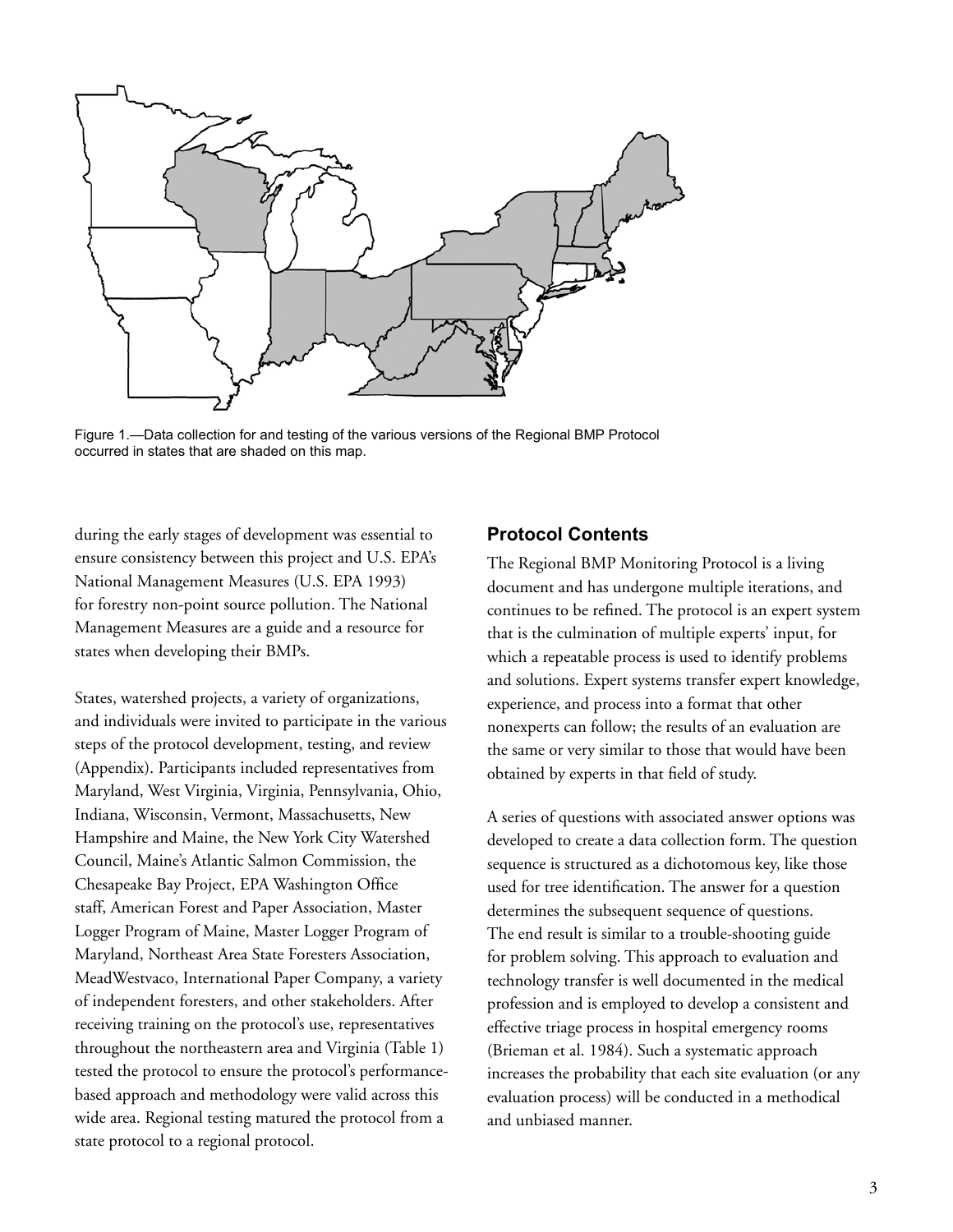Figure 1.—Data collection for and testing of the various versions of the Regional BMP Protocol occurred in states that are shaded on this map.

during the early stages of development was essential to ensure consistency between this project and U.S. EPA's National Management Measures (U.S. EPA 1993) for forestry non-point source pollution. The National Management Measures are a guide and a resource for states when developing their BMPs.

States, watershed projects, a variety of organizations, and individuals were invited to participate in the various steps of the protocol development, testing, and review (Appendix). Participants included representatives from Maryland, West Virginia, Virginia, Pennsylvania, Ohio, Indiana, Wisconsin, Vermont, Massachusetts, New Hampshire and Maine, the New York City Watershed Council, Maine's Atlantic Salmon Commission, the Chesapeake Bay Project, EPA Washington Office staff, American Forest and Paper Association, Master Logger Program of Maine, Master Logger Program of Maryland, Northeast Area State Foresters Association, MeadWestvaco, International Paper Company, a variety of independent foresters, and other stakeholders. After receiving training on the protocol's use, representatives throughout the northeastern area and Virginia (Table 1) tested the protocol to ensure the protocol's performance-based approach and methodology were valid across this wide area. Regional testing matured the protocol from a state protocol to a regional protocol.

## Protocol Contents

The Regional BMP Monitoring Protocol is a living document and has undergone multiple iterations, and continues to be refined. The protocol is an expert system that is the culmination of multiple experts' input, for which a repeatable process is used to identify problems and solutions. Expert systems transfer expert knowledge, experience, and process into a format that other nonexperts can follow; the results of an evaluation are the same or very similar to those that would have been obtained by experts in that field of study.

A series of questions with associated answer options was developed to create a data collection form. The question sequence is structured as a dichotomous key, like those used for tree identification. The answer for a question determines the subsequent sequence of questions. The end result is similar to a trouble-shooting guide for problem solving. This approach to evaluation and technology transfer is well documented in the medical profession and is employed to develop a consistent and effective triage process in hospital emergency rooms (Brieman et al. 1984). Such a systematic approach increases the probability that each site evaluation (or any evaluation process) will be conducted in a methodical and unbiased manner.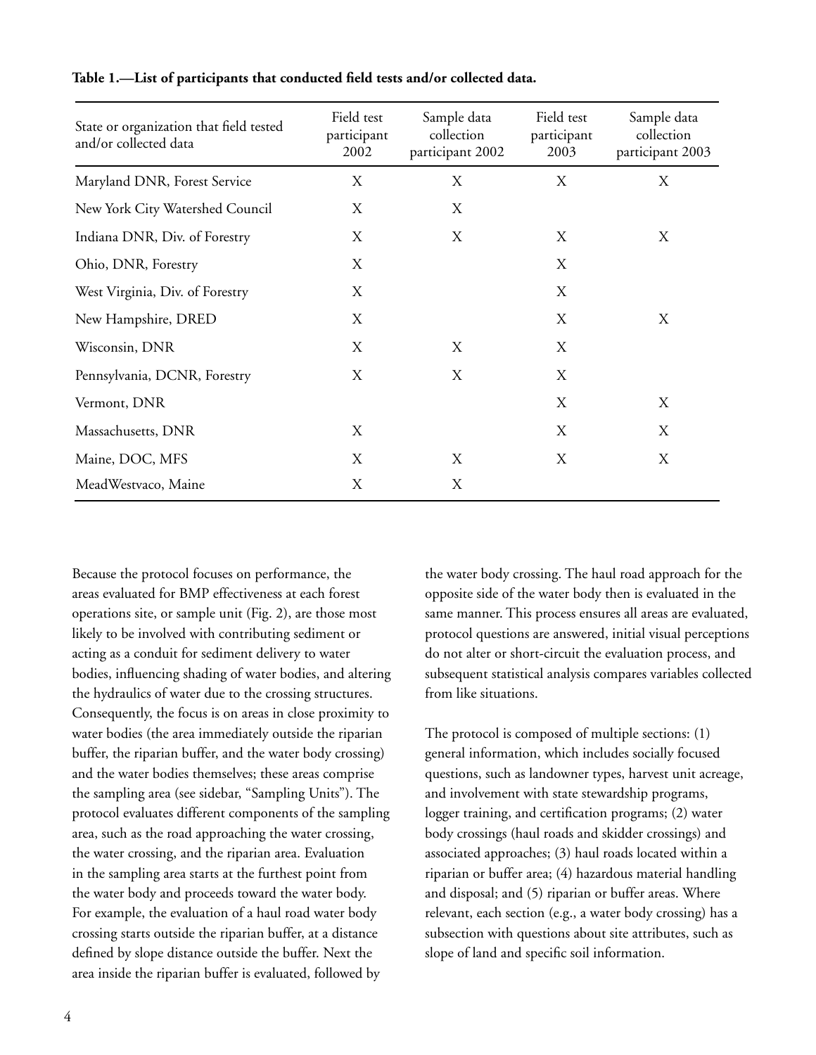**Table 1.—List of participants that conducted field tests and/or collected data.**

| State or organization that field tested and/or collected data | Field test participant 2002 | Sample data collection participant 2002 | Field test participant 2003 | Sample data collection participant 2003 |
|---|---|---|---|---|
| Maryland DNR, Forest Service | X | X | X | X |
| New York City Watershed Council | X | X | | |
| Indiana DNR, Div. of Forestry | X | X | X | X |
| Ohio, DNR, Forestry | X | | X | |
| West Virginia, Div. of Forestry | X | | X | |
| New Hampshire, DRED | X | | X | X |
| Wisconsin, DNR | X | X | X | |
| Pennsylvania, DCNR, Forestry | X | X | X | |
| Vermont, DNR | | | X | X |
| Massachusetts, DNR | X | | X | X |
| Maine, DOC, MFS | X | X | X | X |
| MeadWestvaco, Maine | X | X | | |

Because the protocol focuses on performance, the areas evaluated for BMP effectiveness at each forest operations site, or sample unit (Fig. 2), are those most likely to be involved with contributing sediment or acting as a conduit for sediment delivery to water bodies, influencing shading of water bodies, and altering the hydraulics of water due to the crossing structures. Consequently, the focus is on areas in close proximity to water bodies (the area immediately outside the riparian buffer, the riparian buffer, and the water body crossing) and the water bodies themselves; these areas comprise the sampling area (see sidebar, "Sampling Units"). The protocol evaluates different components of the sampling area, such as the road approaching the water crossing, the water crossing, and the riparian area. Evaluation in the sampling area starts at the furthest point from the water body and proceeds toward the water body. For example, the evaluation of a haul road water body crossing starts outside the riparian buffer, at a distance defined by slope distance outside the buffer. Next the area inside the riparian buffer is evaluated, followed by the water body crossing. The haul road approach for the opposite side of the water body then is evaluated in the same manner. This process ensures all areas are evaluated, protocol questions are answered, initial visual perceptions do not alter or short-circuit the evaluation process, and subsequent statistical analysis compares variables collected from like situations.

The protocol is composed of multiple sections: (1) general information, which includes socially focused questions, such as landowner types, harvest unit acreage, and involvement with state stewardship programs, logger training, and certification programs; (2) water body crossings (haul roads and skidder crossings) and associated approaches; (3) haul roads located within a riparian or buffer area; (4) hazardous material handling and disposal; and (5) riparian or buffer areas. Where relevant, each section (e.g., a water body crossing) has a subsection with questions about site attributes, such as slope of land and specific soil information.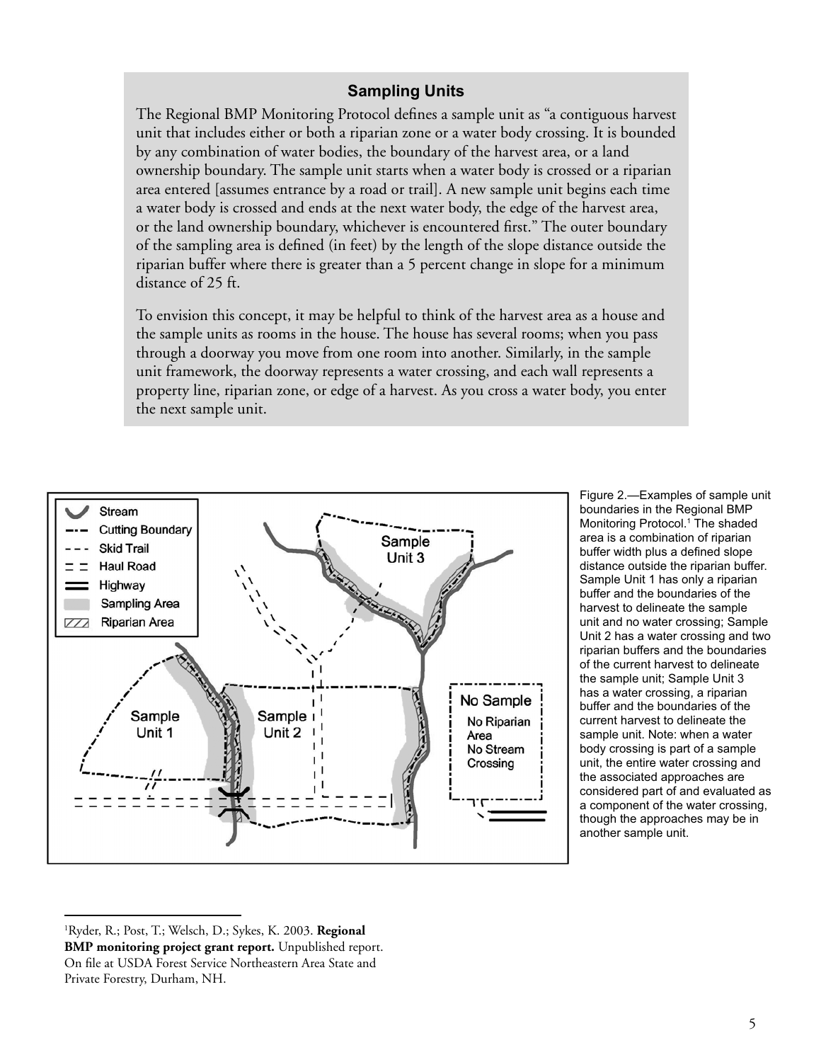## Sampling Units

The Regional BMP Monitoring Protocol defines a sample unit as "a contiguous harvest unit that includes either or both a riparian zone or a water body crossing. It is bounded by any combination of water bodies, the boundary of the harvest area, or a land ownership boundary. The sample unit starts when a water body is crossed or a riparian area entered [assumes entrance by a road or trail]. A new sample unit begins each time a water body is crossed and ends at the next water body, the edge of the harvest area, or the land ownership boundary, whichever is encountered first." The outer boundary of the sampling area is defined (in feet) by the length of the slope distance outside the riparian buffer where there is greater than a 5 percent change in slope for a minimum distance of 25 ft.

To envision this concept, it may be helpful to think of the harvest area as a house and the sample units as rooms in the house. The house has several rooms; when you pass through a doorway you move from one room into another. Similarly, in the sample unit framework, the doorway represents a water crossing, and each wall represents a property line, riparian zone, or edge of a harvest. As you cross a water body, you enter the next sample unit.

Figure 2.—Examples of sample unit boundaries in the Regional BMP Monitoring Protocol.[1] The shaded area is a combination of riparian buffer width plus a defined slope distance outside the riparian buffer. Sample Unit 1 has only a riparian buffer and the boundaries of the harvest to delineate the sample unit and no water crossing; Sample Unit 2 has a water crossing and two riparian buffers and the boundaries of the current harvest to delineate the sample unit; Sample Unit 3 has a water crossing, a riparian buffer and the boundaries of the current harvest to delineate the sample unit. Note: when a water body crossing is part of a sample unit, the entire water crossing and the associated approaches are considered part of and evaluated as a component of the water crossing, though the approaches may be in another sample unit.

[1]Ryder, R.; Post, T.; Welsch, D.; Sykes, K. 2003. **Regional BMP monitoring project grant report.** Unpublished report. On file at USDA Forest Service Northeastern Area State and Private Forestry, Durham, NH.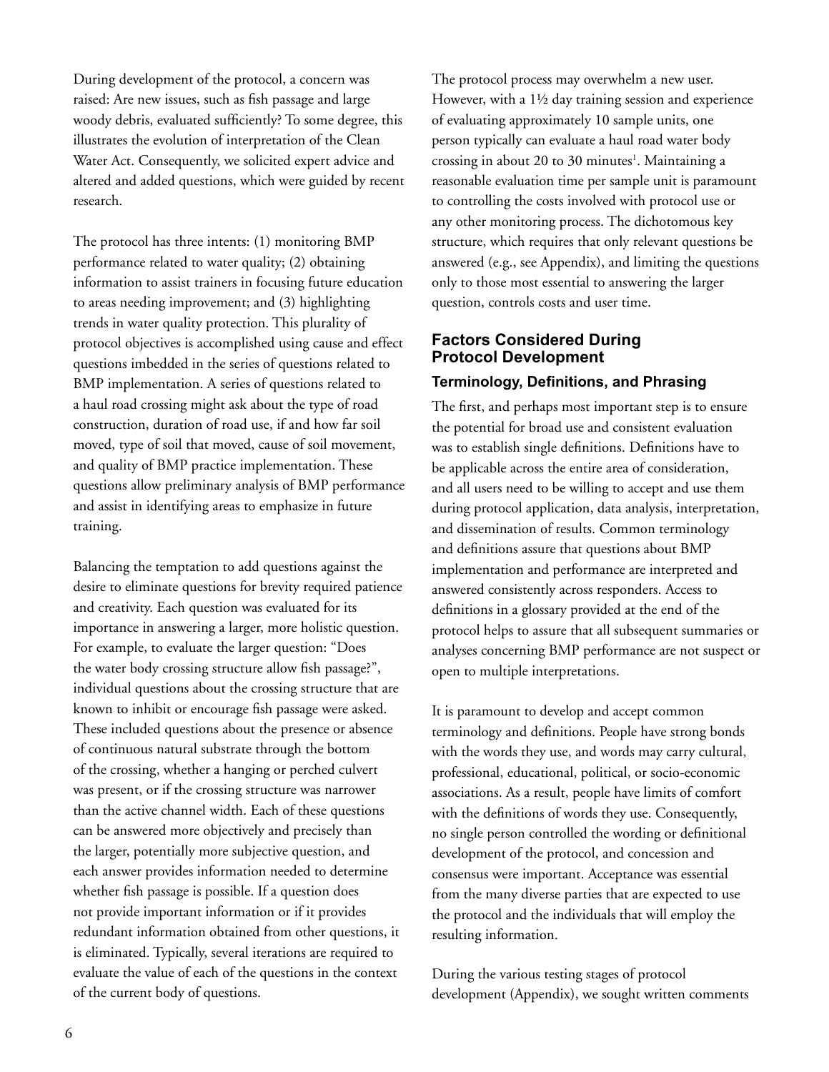During development of the protocol, a concern was raised: Are new issues, such as fish passage and large woody debris, evaluated sufficiently? To some degree, this illustrates the evolution of interpretation of the Clean Water Act. Consequently, we solicited expert advice and altered and added questions, which were guided by recent research.

The protocol has three intents: (1) monitoring BMP performance related to water quality; (2) obtaining information to assist trainers in focusing future education to areas needing improvement; and (3) highlighting trends in water quality protection. This plurality of protocol objectives is accomplished using cause and effect questions imbedded in the series of questions related to BMP implementation. A series of questions related to a haul road crossing might ask about the type of road construction, duration of road use, if and how far soil moved, type of soil that moved, cause of soil movement, and quality of BMP practice implementation. These questions allow preliminary analysis of BMP performance and assist in identifying areas to emphasize in future training.

Balancing the temptation to add questions against the desire to eliminate questions for brevity required patience and creativity. Each question was evaluated for its importance in answering a larger, more holistic question. For example, to evaluate the larger question: "Does the water body crossing structure allow fish passage?", individual questions about the crossing structure that are known to inhibit or encourage fish passage were asked. These included questions about the presence or absence of continuous natural substrate through the bottom of the crossing, whether a hanging or perched culvert was present, or if the crossing structure was narrower than the active channel width. Each of these questions can be answered more objectively and precisely than the larger, potentially more subjective question, and each answer provides information needed to determine whether fish passage is possible. If a question does not provide important information or if it provides redundant information obtained from other questions, it is eliminated. Typically, several iterations are required to evaluate the value of each of the questions in the context of the current body of questions.

The protocol process may overwhelm a new user. However, with a 1½ day training session and experience of evaluating approximately 10 sample units, one person typically can evaluate a haul road water body crossing in about 20 to 30 minutes[1]. Maintaining a reasonable evaluation time per sample unit is paramount to controlling the costs involved with protocol use or any other monitoring process. The dichotomous key structure, which requires that only relevant questions be answered (e.g., see Appendix), and limiting the questions only to those most essential to answering the larger question, controls costs and user time.

## Factors Considered During Protocol Development

### Terminology, Definitions, and Phrasing

The first, and perhaps most important step is to ensure the potential for broad use and consistent evaluation was to establish single definitions. Definitions have to be applicable across the entire area of consideration, and all users need to be willing to accept and use them during protocol application, data analysis, interpretation, and dissemination of results. Common terminology and definitions assure that questions about BMP implementation and performance are interpreted and answered consistently across responders. Access to definitions in a glossary provided at the end of the protocol helps to assure that all subsequent summaries or analyses concerning BMP performance are not suspect or open to multiple interpretations.

It is paramount to develop and accept common terminology and definitions. People have strong bonds with the words they use, and words may carry cultural, professional, educational, political, or socio-economic associations. As a result, people have limits of comfort with the definitions of words they use. Consequently, no single person controlled the wording or definitional development of the protocol, and concession and consensus were important. Acceptance was essential from the many diverse parties that are expected to use the protocol and the individuals that will employ the resulting information.

During the various testing stages of protocol development (Appendix), we sought written comments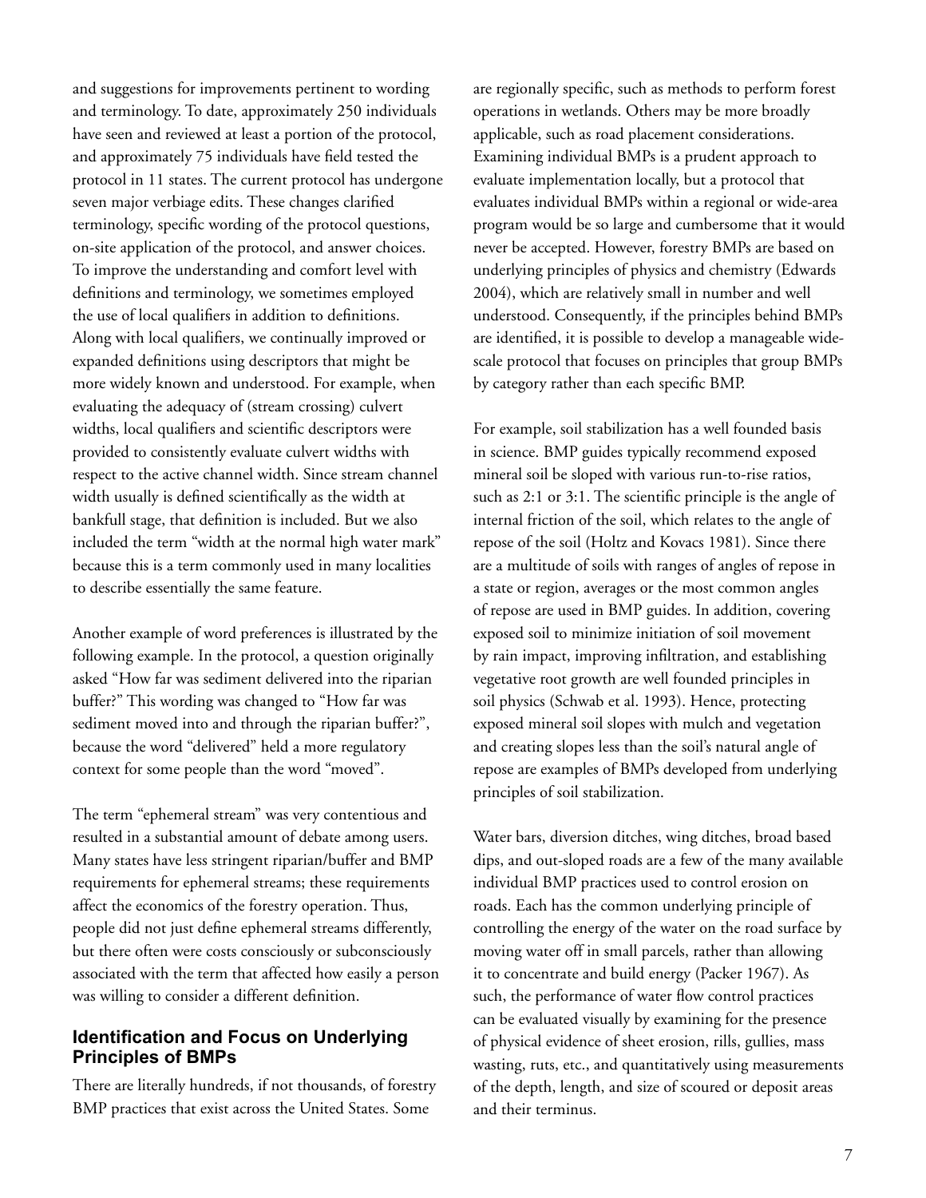and suggestions for improvements pertinent to wording and terminology. To date, approximately 250 individuals have seen and reviewed at least a portion of the protocol, and approximately 75 individuals have field tested the protocol in 11 states. The current protocol has undergone seven major verbiage edits. These changes clarified terminology, specific wording of the protocol questions, on-site application of the protocol, and answer choices. To improve the understanding and comfort level with definitions and terminology, we sometimes employed the use of local qualifiers in addition to definitions. Along with local qualifiers, we continually improved or expanded definitions using descriptors that might be more widely known and understood. For example, when evaluating the adequacy of (stream crossing) culvert widths, local qualifiers and scientific descriptors were provided to consistently evaluate culvert widths with respect to the active channel width. Since stream channel width usually is defined scientifically as the width at bankfull stage, that definition is included. But we also included the term "width at the normal high water mark" because this is a term commonly used in many localities to describe essentially the same feature.

Another example of word preferences is illustrated by the following example. In the protocol, a question originally asked "How far was sediment delivered into the riparian buffer?" This wording was changed to "How far was sediment moved into and through the riparian buffer?", because the word "delivered" held a more regulatory context for some people than the word "moved".

The term "ephemeral stream" was very contentious and resulted in a substantial amount of debate among users. Many states have less stringent riparian/buffer and BMP requirements for ephemeral streams; these requirements affect the economics of the forestry operation. Thus, people did not just define ephemeral streams differently, but there often were costs consciously or subconsciously associated with the term that affected how easily a person was willing to consider a different definition.

### Identification and Focus on Underlying Principles of BMPs

There are literally hundreds, if not thousands, of forestry BMP practices that exist across the United States. Some are regionally specific, such as methods to perform forest operations in wetlands. Others may be more broadly applicable, such as road placement considerations. Examining individual BMPs is a prudent approach to evaluate implementation locally, but a protocol that evaluates individual BMPs within a regional or wide-area program would be so large and cumbersome that it would never be accepted. However, forestry BMPs are based on underlying principles of physics and chemistry (Edwards 2004), which are relatively small in number and well understood. Consequently, if the principles behind BMPs are identified, it is possible to develop a manageable wide-scale protocol that focuses on principles that group BMPs by category rather than each specific BMP.

For example, soil stabilization has a well founded basis in science. BMP guides typically recommend exposed mineral soil be sloped with various run-to-rise ratios, such as 2:1 or 3:1. The scientific principle is the angle of internal friction of the soil, which relates to the angle of repose of the soil (Holtz and Kovacs 1981). Since there are a multitude of soils with ranges of angles of repose in a state or region, averages or the most common angles of repose are used in BMP guides. In addition, covering exposed soil to minimize initiation of soil movement by rain impact, improving infiltration, and establishing vegetative root growth are well founded principles in soil physics (Schwab et al. 1993). Hence, protecting exposed mineral soil slopes with mulch and vegetation and creating slopes less than the soil's natural angle of repose are examples of BMPs developed from underlying principles of soil stabilization.

Water bars, diversion ditches, wing ditches, broad based dips, and out-sloped roads are a few of the many available individual BMP practices used to control erosion on roads. Each has the common underlying principle of controlling the energy of the water on the road surface by moving water off in small parcels, rather than allowing it to concentrate and build energy (Packer 1967). As such, the performance of water flow control practices can be evaluated visually by examining for the presence of physical evidence of sheet erosion, rills, gullies, mass wasting, ruts, etc., and quantitatively using measurements of the depth, length, and size of scoured or deposit areas and their terminus.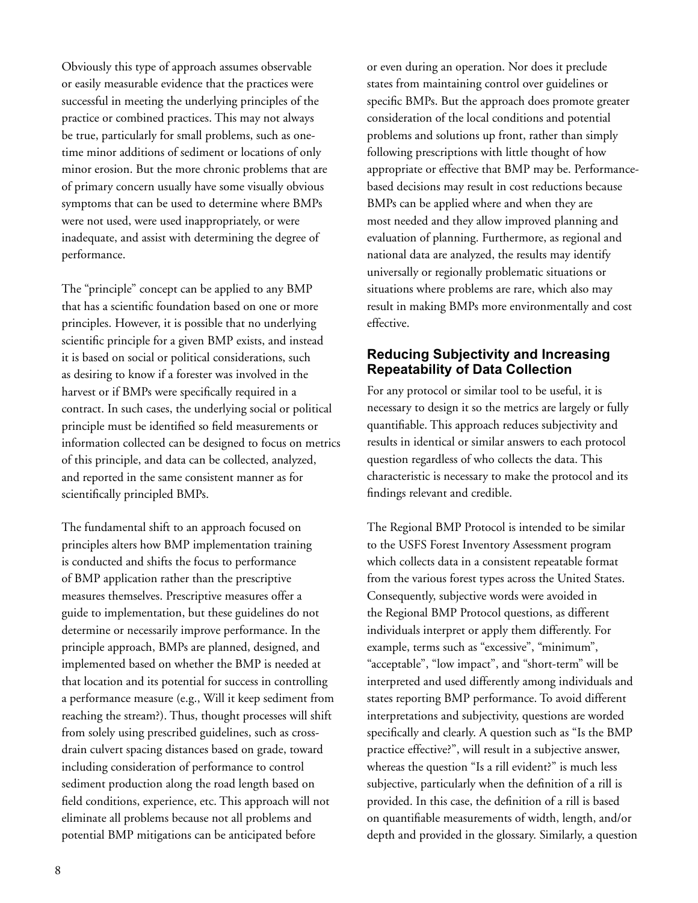Obviously this type of approach assumes observable or easily measurable evidence that the practices were successful in meeting the underlying principles of the practice or combined practices. This may not always be true, particularly for small problems, such as one-time minor additions of sediment or locations of only minor erosion. But the more chronic problems that are of primary concern usually have some visually obvious symptoms that can be used to determine where BMPs were not used, were used inappropriately, or were inadequate, and assist with determining the degree of performance.

The "principle" concept can be applied to any BMP that has a scientific foundation based on one or more principles. However, it is possible that no underlying scientific principle for a given BMP exists, and instead it is based on social or political considerations, such as desiring to know if a forester was involved in the harvest or if BMPs were specifically required in a contract. In such cases, the underlying social or political principle must be identified so field measurements or information collected can be designed to focus on metrics of this principle, and data can be collected, analyzed, and reported in the same consistent manner as for scientifically principled BMPs.

The fundamental shift to an approach focused on principles alters how BMP implementation training is conducted and shifts the focus to performance of BMP application rather than the prescriptive measures themselves. Prescriptive measures offer a guide to implementation, but these guidelines do not determine or necessarily improve performance. In the principle approach, BMPs are planned, designed, and implemented based on whether the BMP is needed at that location and its potential for success in controlling a performance measure (e.g., Will it keep sediment from reaching the stream?). Thus, thought processes will shift from solely using prescribed guidelines, such as cross-drain culvert spacing distances based on grade, toward including consideration of performance to control sediment production along the road length based on field conditions, experience, etc. This approach will not eliminate all problems because not all problems and potential BMP mitigations can be anticipated before or even during an operation. Nor does it preclude states from maintaining control over guidelines or specific BMPs. But the approach does promote greater consideration of the local conditions and potential problems and solutions up front, rather than simply following prescriptions with little thought of how appropriate or effective that BMP may be. Performance-based decisions may result in cost reductions because BMPs can be applied where and when they are most needed and they allow improved planning and evaluation of planning. Furthermore, as regional and national data are analyzed, the results may identify universally or regionally problematic situations or situations where problems are rare, which also may result in making BMPs more environmentally and cost effective.

## Reducing Subjectivity and Increasing Repeatability of Data Collection

For any protocol or similar tool to be useful, it is necessary to design it so the metrics are largely or fully quantifiable. This approach reduces subjectivity and results in identical or similar answers to each protocol question regardless of who collects the data. This characteristic is necessary to make the protocol and its findings relevant and credible.

The Regional BMP Protocol is intended to be similar to the USFS Forest Inventory Assessment program which collects data in a consistent repeatable format from the various forest types across the United States. Consequently, subjective words were avoided in the Regional BMP Protocol questions, as different individuals interpret or apply them differently. For example, terms such as "excessive", "minimum", "acceptable", "low impact", and "short-term" will be interpreted and used differently among individuals and states reporting BMP performance. To avoid different interpretations and subjectivity, questions are worded specifically and clearly. A question such as "Is the BMP practice effective?", will result in a subjective answer, whereas the question "Is a rill evident?" is much less subjective, particularly when the definition of a rill is provided. In this case, the definition of a rill is based on quantifiable measurements of width, length, and/or depth and provided in the glossary. Similarly, a question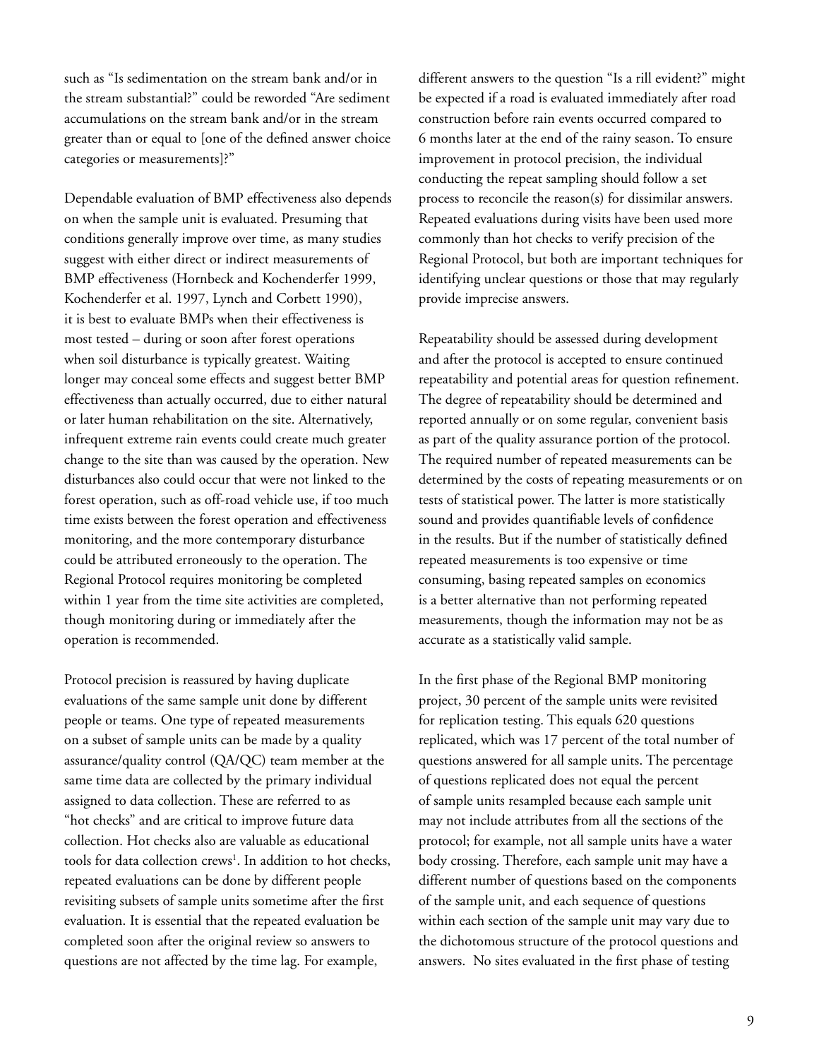such as "Is sedimentation on the stream bank and/or in the stream substantial?" could be reworded "Are sediment accumulations on the stream bank and/or in the stream greater than or equal to [one of the defined answer choice categories or measurements]?"

Dependable evaluation of BMP effectiveness also depends on when the sample unit is evaluated. Presuming that conditions generally improve over time, as many studies suggest with either direct or indirect measurements of BMP effectiveness (Hornbeck and Kochenderfer 1999, Kochenderfer et al. 1997, Lynch and Corbett 1990), it is best to evaluate BMPs when their effectiveness is most tested – during or soon after forest operations when soil disturbance is typically greatest. Waiting longer may conceal some effects and suggest better BMP effectiveness than actually occurred, due to either natural or later human rehabilitation on the site. Alternatively, infrequent extreme rain events could create much greater change to the site than was caused by the operation. New disturbances also could occur that were not linked to the forest operation, such as off-road vehicle use, if too much time exists between the forest operation and effectiveness monitoring, and the more contemporary disturbance could be attributed erroneously to the operation. The Regional Protocol requires monitoring be completed within 1 year from the time site activities are completed, though monitoring during or immediately after the operation is recommended.

Protocol precision is reassured by having duplicate evaluations of the same sample unit done by different people or teams. One type of repeated measurements on a subset of sample units can be made by a quality assurance/quality control (QA/QC) team member at the same time data are collected by the primary individual assigned to data collection. These are referred to as "hot checks" and are critical to improve future data collection. Hot checks also are valuable as educational tools for data collection crews[1]. In addition to hot checks, repeated evaluations can be done by different people revisiting subsets of sample units sometime after the first evaluation. It is essential that the repeated evaluation be completed soon after the original review so answers to questions are not affected by the time lag. For example, different answers to the question "Is a rill evident?" might be expected if a road is evaluated immediately after road construction before rain events occurred compared to 6 months later at the end of the rainy season. To ensure improvement in protocol precision, the individual conducting the repeat sampling should follow a set process to reconcile the reason(s) for dissimilar answers. Repeated evaluations during visits have been used more commonly than hot checks to verify precision of the Regional Protocol, but both are important techniques for identifying unclear questions or those that may regularly provide imprecise answers.

Repeatability should be assessed during development and after the protocol is accepted to ensure continued repeatability and potential areas for question refinement. The degree of repeatability should be determined and reported annually or on some regular, convenient basis as part of the quality assurance portion of the protocol. The required number of repeated measurements can be determined by the costs of repeating measurements or on tests of statistical power. The latter is more statistically sound and provides quantifiable levels of confidence in the results. But if the number of statistically defined repeated measurements is too expensive or time consuming, basing repeated samples on economics is a better alternative than not performing repeated measurements, though the information may not be as accurate as a statistically valid sample.

In the first phase of the Regional BMP monitoring project, 30 percent of the sample units were revisited for replication testing. This equals 620 questions replicated, which was 17 percent of the total number of questions answered for all sample units. The percentage of questions replicated does not equal the percent of sample units resampled because each sample unit may not include attributes from all the sections of the protocol; for example, not all sample units have a water body crossing. Therefore, each sample unit may have a different number of questions based on the components of the sample unit, and each sequence of questions within each section of the sample unit may vary due to the dichotomous structure of the protocol questions and answers. No sites evaluated in the first phase of testing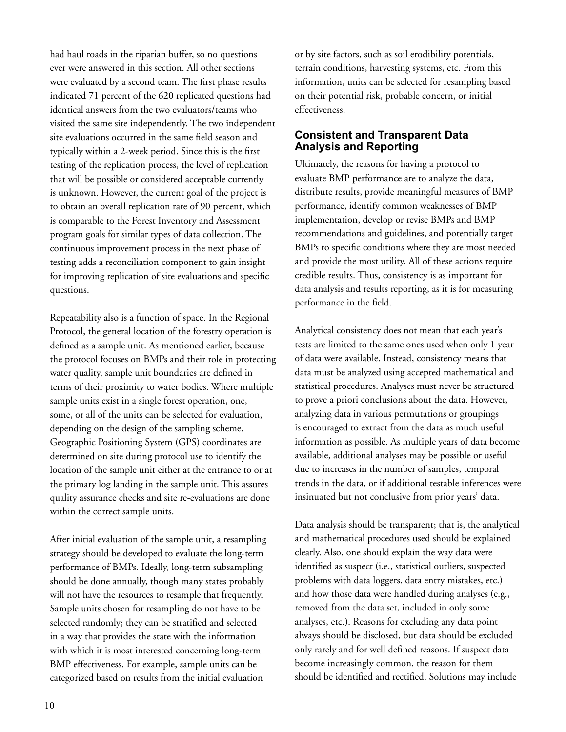had haul roads in the riparian buffer, so no questions ever were answered in this section. All other sections were evaluated by a second team. The first phase results indicated 71 percent of the 620 replicated questions had identical answers from the two evaluators/teams who visited the same site independently. The two independent site evaluations occurred in the same field season and typically within a 2-week period. Since this is the first testing of the replication process, the level of replication that will be possible or considered acceptable currently is unknown. However, the current goal of the project is to obtain an overall replication rate of 90 percent, which is comparable to the Forest Inventory and Assessment program goals for similar types of data collection. The continuous improvement process in the next phase of testing adds a reconciliation component to gain insight for improving replication of site evaluations and specific questions.

Repeatability also is a function of space. In the Regional Protocol, the general location of the forestry operation is defined as a sample unit. As mentioned earlier, because the protocol focuses on BMPs and their role in protecting water quality, sample unit boundaries are defined in terms of their proximity to water bodies. Where multiple sample units exist in a single forest operation, one, some, or all of the units can be selected for evaluation, depending on the design of the sampling scheme. Geographic Positioning System (GPS) coordinates are determined on site during protocol use to identify the location of the sample unit either at the entrance to or at the primary log landing in the sample unit. This assures quality assurance checks and site re-evaluations are done within the correct sample units.

After initial evaluation of the sample unit, a resampling strategy should be developed to evaluate the long-term performance of BMPs. Ideally, long-term subsampling should be done annually, though many states probably will not have the resources to resample that frequently. Sample units chosen for resampling do not have to be selected randomly; they can be stratified and selected in a way that provides the state with the information with which it is most interested concerning long-term BMP effectiveness. For example, sample units can be categorized based on results from the initial evaluation or by site factors, such as soil erodibility potentials, terrain conditions, harvesting systems, etc. From this information, units can be selected for resampling based on their potential risk, probable concern, or initial effectiveness.

## Consistent and Transparent Data Analysis and Reporting

Ultimately, the reasons for having a protocol to evaluate BMP performance are to analyze the data, distribute results, provide meaningful measures of BMP performance, identify common weaknesses of BMP implementation, develop or revise BMPs and BMP recommendations and guidelines, and potentially target BMPs to specific conditions where they are most needed and provide the most utility. All of these actions require credible results. Thus, consistency is as important for data analysis and results reporting, as it is for measuring performance in the field.

Analytical consistency does not mean that each year's tests are limited to the same ones used when only 1 year of data were available. Instead, consistency means that data must be analyzed using accepted mathematical and statistical procedures. Analyses must never be structured to prove a priori conclusions about the data. However, analyzing data in various permutations or groupings is encouraged to extract from the data as much useful information as possible. As multiple years of data become available, additional analyses may be possible or useful due to increases in the number of samples, temporal trends in the data, or if additional testable inferences were insinuated but not conclusive from prior years' data.

Data analysis should be transparent; that is, the analytical and mathematical procedures used should be explained clearly. Also, one should explain the way data were identified as suspect (i.e., statistical outliers, suspected problems with data loggers, data entry mistakes, etc.) and how those data were handled during analyses (e.g., removed from the data set, included in only some analyses, etc.). Reasons for excluding any data point always should be disclosed, but data should be excluded only rarely and for well defined reasons. If suspect data become increasingly common, the reason for them should be identified and rectified. Solutions may include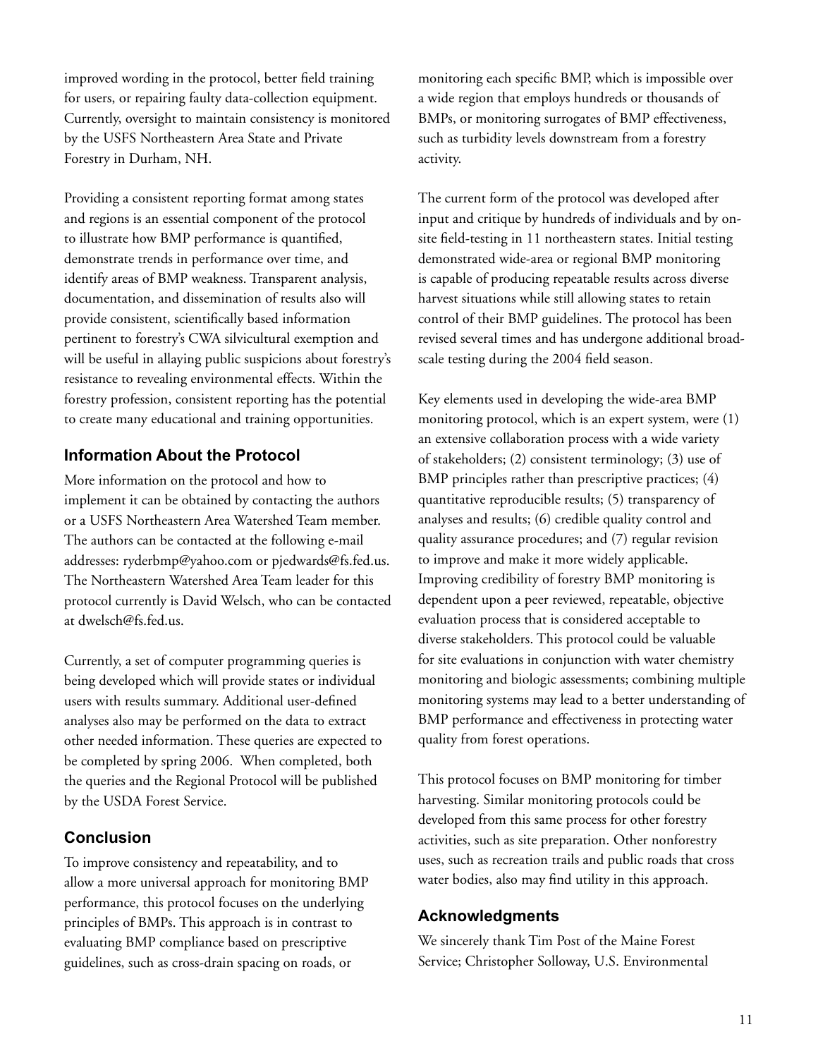improved wording in the protocol, better field training for users, or repairing faulty data-collection equipment. Currently, oversight to maintain consistency is monitored by the USFS Northeastern Area State and Private Forestry in Durham, NH.

Providing a consistent reporting format among states and regions is an essential component of the protocol to illustrate how BMP performance is quantified, demonstrate trends in performance over time, and identify areas of BMP weakness. Transparent analysis, documentation, and dissemination of results also will provide consistent, scientifically based information pertinent to forestry's CWA silvicultural exemption and will be useful in allaying public suspicions about forestry's resistance to revealing environmental effects. Within the forestry profession, consistent reporting has the potential to create many educational and training opportunities.

## Information About the Protocol

More information on the protocol and how to implement it can be obtained by contacting the authors or a USFS Northeastern Area Watershed Team member. The authors can be contacted at the following e-mail addresses: ryderbmp@yahoo.com or pjedwards@fs.fed.us. The Northeastern Watershed Area Team leader for this protocol currently is David Welsch, who can be contacted at dwelsch@fs.fed.us.

Currently, a set of computer programming queries is being developed which will provide states or individual users with results summary. Additional user-defined analyses also may be performed on the data to extract other needed information. These queries are expected to be completed by spring 2006. When completed, both the queries and the Regional Protocol will be published by the USDA Forest Service.

## Conclusion

To improve consistency and repeatability, and to allow a more universal approach for monitoring BMP performance, this protocol focuses on the underlying principles of BMPs. This approach is in contrast to evaluating BMP compliance based on prescriptive guidelines, such as cross-drain spacing on roads, or monitoring each specific BMP, which is impossible over a wide region that employs hundreds or thousands of BMPs, or monitoring surrogates of BMP effectiveness, such as turbidity levels downstream from a forestry activity.

The current form of the protocol was developed after input and critique by hundreds of individuals and by on-site field-testing in 11 northeastern states. Initial testing demonstrated wide-area or regional BMP monitoring is capable of producing repeatable results across diverse harvest situations while still allowing states to retain control of their BMP guidelines. The protocol has been revised several times and has undergone additional broad-scale testing during the 2004 field season.

Key elements used in developing the wide-area BMP monitoring protocol, which is an expert system, were (1) an extensive collaboration process with a wide variety of stakeholders; (2) consistent terminology; (3) use of BMP principles rather than prescriptive practices; (4) quantitative reproducible results; (5) transparency of analyses and results; (6) credible quality control and quality assurance procedures; and (7) regular revision to improve and make it more widely applicable. Improving credibility of forestry BMP monitoring is dependent upon a peer reviewed, repeatable, objective evaluation process that is considered acceptable to diverse stakeholders. This protocol could be valuable for site evaluations in conjunction with water chemistry monitoring and biologic assessments; combining multiple monitoring systems may lead to a better understanding of BMP performance and effectiveness in protecting water quality from forest operations.

This protocol focuses on BMP monitoring for timber harvesting. Similar monitoring protocols could be developed from this same process for other forestry activities, such as site preparation. Other nonforestry uses, such as recreation trails and public roads that cross water bodies, also may find utility in this approach.

## Acknowledgments

We sincerely thank Tim Post of the Maine Forest Service; Christopher Solloway, U.S. Environmental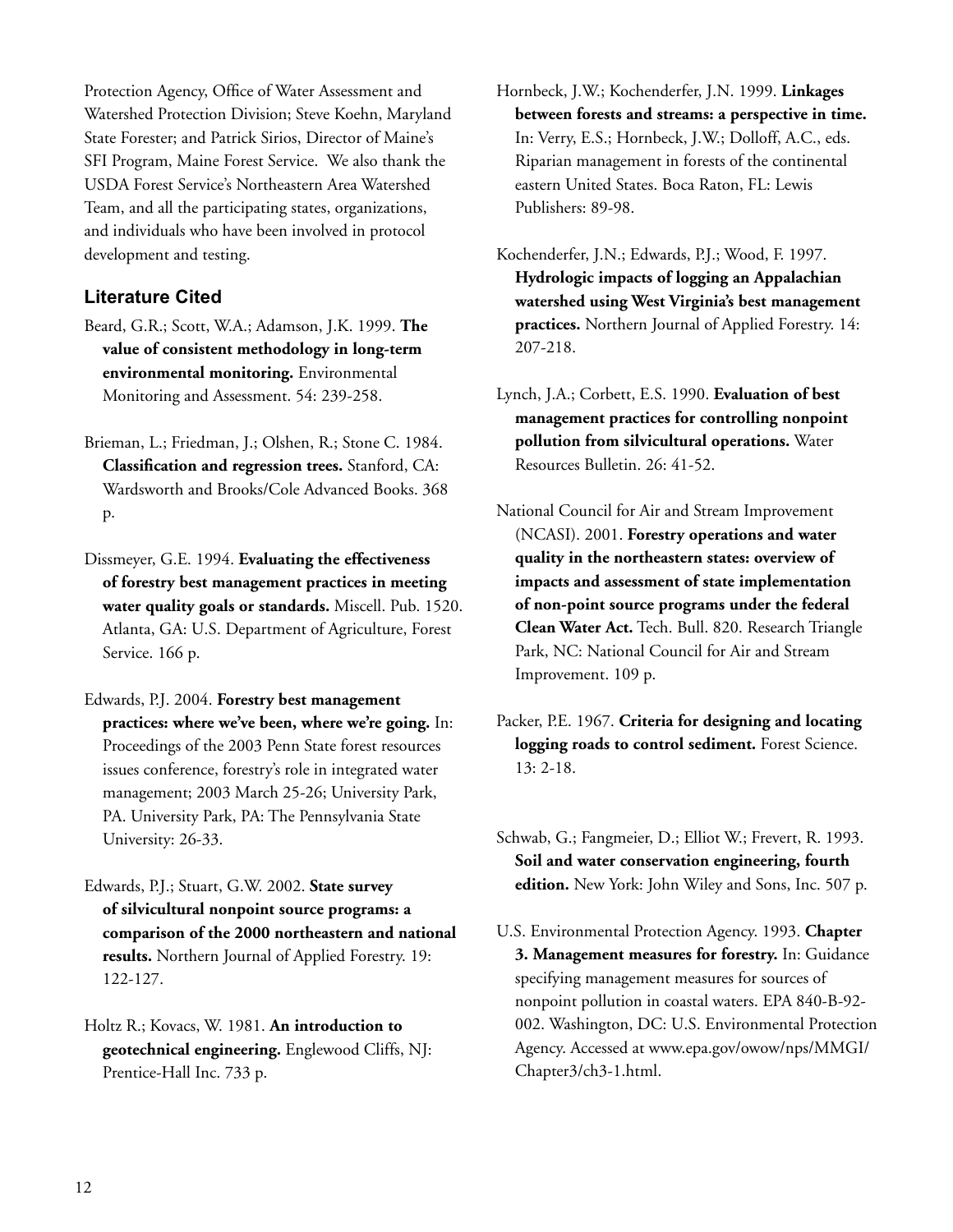Protection Agency, Office of Water Assessment and Watershed Protection Division; Steve Koehn, Maryland State Forester; and Patrick Sirios, Director of Maine's SFI Program, Maine Forest Service. We also thank the USDA Forest Service's Northeastern Area Watershed Team, and all the participating states, organizations, and individuals who have been involved in protocol development and testing.

## Literature Cited

Beard, G.R.; Scott, W.A.; Adamson, J.K. 1999. **The value of consistent methodology in long-term environmental monitoring.** Environmental Monitoring and Assessment. 54: 239-258.

Brieman, L.; Friedman, J.; Olshen, R.; Stone C. 1984. **Classification and regression trees.** Stanford, CA: Wardsworth and Brooks/Cole Advanced Books. 368 p.

Dissmeyer, G.E. 1994. **Evaluating the effectiveness of forestry best management practices in meeting water quality goals or standards.** Miscell. Pub. 1520. Atlanta, GA: U.S. Department of Agriculture, Forest Service. 166 p.

Edwards, P.J. 2004. **Forestry best management practices: where we've been, where we're going.** In: Proceedings of the 2003 Penn State forest resources issues conference, forestry's role in integrated water management; 2003 March 25-26; University Park, PA. University Park, PA: The Pennsylvania State University: 26-33.

Edwards, P.J.; Stuart, G.W. 2002. **State survey of silvicultural nonpoint source programs: a comparison of the 2000 northeastern and national results.** Northern Journal of Applied Forestry. 19: 122-127.

Holtz R.; Kovacs, W. 1981. **An introduction to geotechnical engineering.** Englewood Cliffs, NJ: Prentice-Hall Inc. 733 p.

Hornbeck, J.W.; Kochenderfer, J.N. 1999. **Linkages between forests and streams: a perspective in time.** In: Verry, E.S.; Hornbeck, J.W.; Dolloff, A.C., eds. Riparian management in forests of the continental eastern United States. Boca Raton, FL: Lewis Publishers: 89-98.

Kochenderfer, J.N.; Edwards, P.J.; Wood, F. 1997. **Hydrologic impacts of logging an Appalachian watershed using West Virginia's best management practices.** Northern Journal of Applied Forestry. 14: 207-218.

Lynch, J.A.; Corbett, E.S. 1990. **Evaluation of best management practices for controlling nonpoint pollution from silvicultural operations.** Water Resources Bulletin. 26: 41-52.

National Council for Air and Stream Improvement (NCASI). 2001. **Forestry operations and water quality in the northeastern states: overview of impacts and assessment of state implementation of non-point source programs under the federal Clean Water Act.** Tech. Bull. 820. Research Triangle Park, NC: National Council for Air and Stream Improvement. 109 p.

Packer, P.E. 1967. **Criteria for designing and locating logging roads to control sediment.** Forest Science. 13: 2-18.

Schwab, G.; Fangmeier, D.; Elliot W.; Frevert, R. 1993. **Soil and water conservation engineering, fourth edition.** New York: John Wiley and Sons, Inc. 507 p.

U.S. Environmental Protection Agency. 1993. **Chapter 3. Management measures for forestry.** In: Guidance specifying management measures for sources of nonpoint pollution in coastal waters. EPA 840-B-92-002. Washington, DC: U.S. Environmental Protection Agency. Accessed at www.epa.gov/owow/nps/MMGI/Chapter3/ch3-1.html.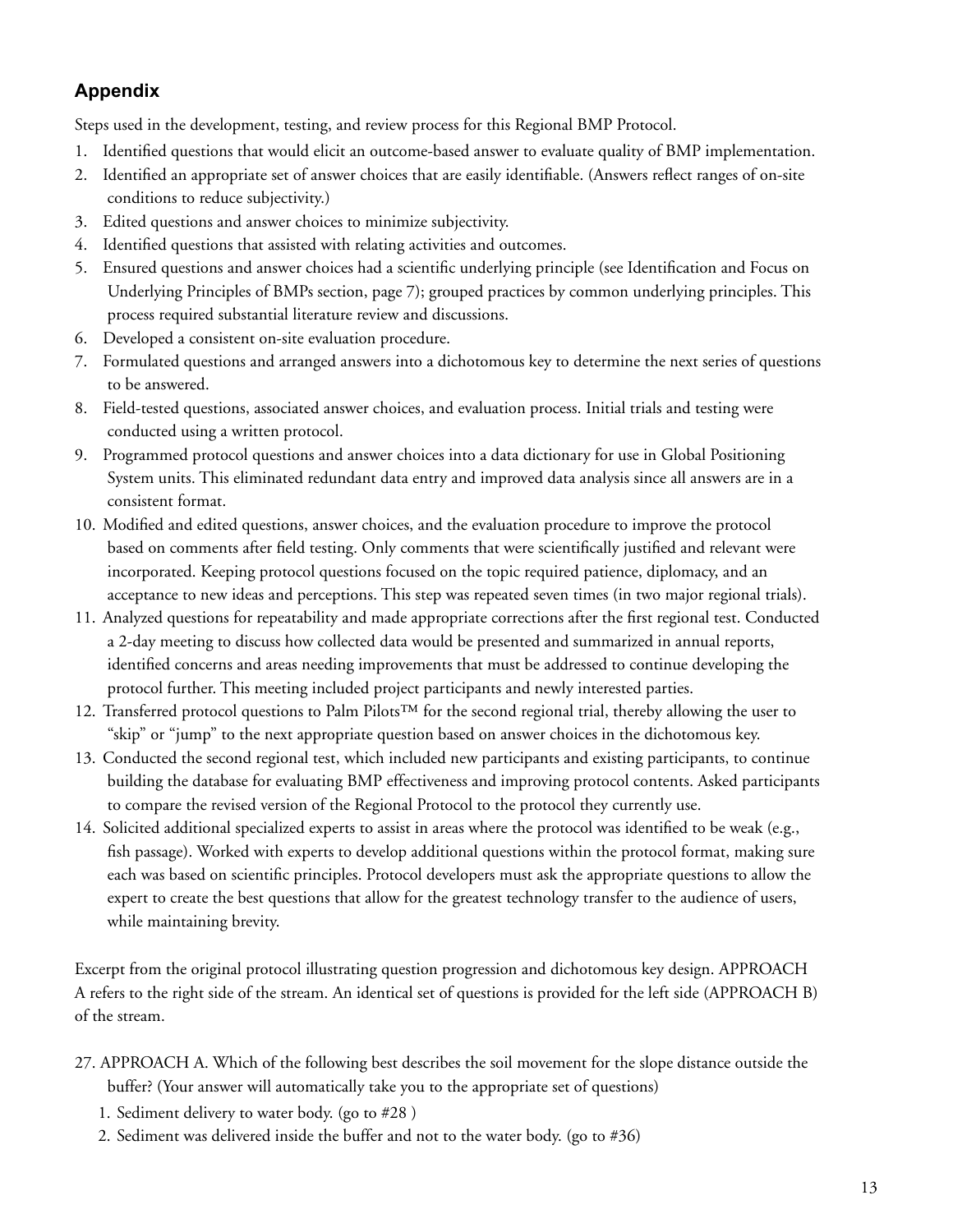## Appendix

Steps used in the development, testing, and review process for this Regional BMP Protocol.

1. Identified questions that would elicit an outcome-based answer to evaluate quality of BMP implementation.
2. Identified an appropriate set of answer choices that are easily identifiable. (Answers reflect ranges of on-site conditions to reduce subjectivity.)
3. Edited questions and answer choices to minimize subjectivity.
4. Identified questions that assisted with relating activities and outcomes.
5. Ensured questions and answer choices had a scientific underlying principle (see Identification and Focus on Underlying Principles of BMPs section, page 7); grouped practices by common underlying principles. This process required substantial literature review and discussions.
6. Developed a consistent on-site evaluation procedure.
7. Formulated questions and arranged answers into a dichotomous key to determine the next series of questions to be answered.
8. Field-tested questions, associated answer choices, and evaluation process. Initial trials and testing were conducted using a written protocol.
9. Programmed protocol questions and answer choices into a data dictionary for use in Global Positioning System units. This eliminated redundant data entry and improved data analysis since all answers are in a consistent format.
10. Modified and edited questions, answer choices, and the evaluation procedure to improve the protocol based on comments after field testing. Only comments that were scientifically justified and relevant were incorporated. Keeping protocol questions focused on the topic required patience, diplomacy, and an acceptance to new ideas and perceptions. This step was repeated seven times (in two major regional trials).
11. Analyzed questions for repeatability and made appropriate corrections after the first regional test. Conducted a 2-day meeting to discuss how collected data would be presented and summarized in annual reports, identified concerns and areas needing improvements that must be addressed to continue developing the protocol further. This meeting included project participants and newly interested parties.
12. Transferred protocol questions to Palm Pilots™ for the second regional trial, thereby allowing the user to "skip" or "jump" to the next appropriate question based on answer choices in the dichotomous key.
13. Conducted the second regional test, which included new participants and existing participants, to continue building the database for evaluating BMP effectiveness and improving protocol contents. Asked participants to compare the revised version of the Regional Protocol to the protocol they currently use.
14. Solicited additional specialized experts to assist in areas where the protocol was identified to be weak (e.g., fish passage). Worked with experts to develop additional questions within the protocol format, making sure each was based on scientific principles. Protocol developers must ask the appropriate questions to allow the expert to create the best questions that allow for the greatest technology transfer to the audience of users, while maintaining brevity.

Excerpt from the original protocol illustrating question progression and dichotomous key design. APPROACH A refers to the right side of the stream. An identical set of questions is provided for the left side (APPROACH B) of the stream.

27. APPROACH A. Which of the following best describes the soil movement for the slope distance outside the buffer? (Your answer will automatically take you to the appropriate set of questions)
    1. Sediment delivery to water body. (go to #28 )
    2. Sediment was delivered inside the buffer and not to the water body. (go to #36)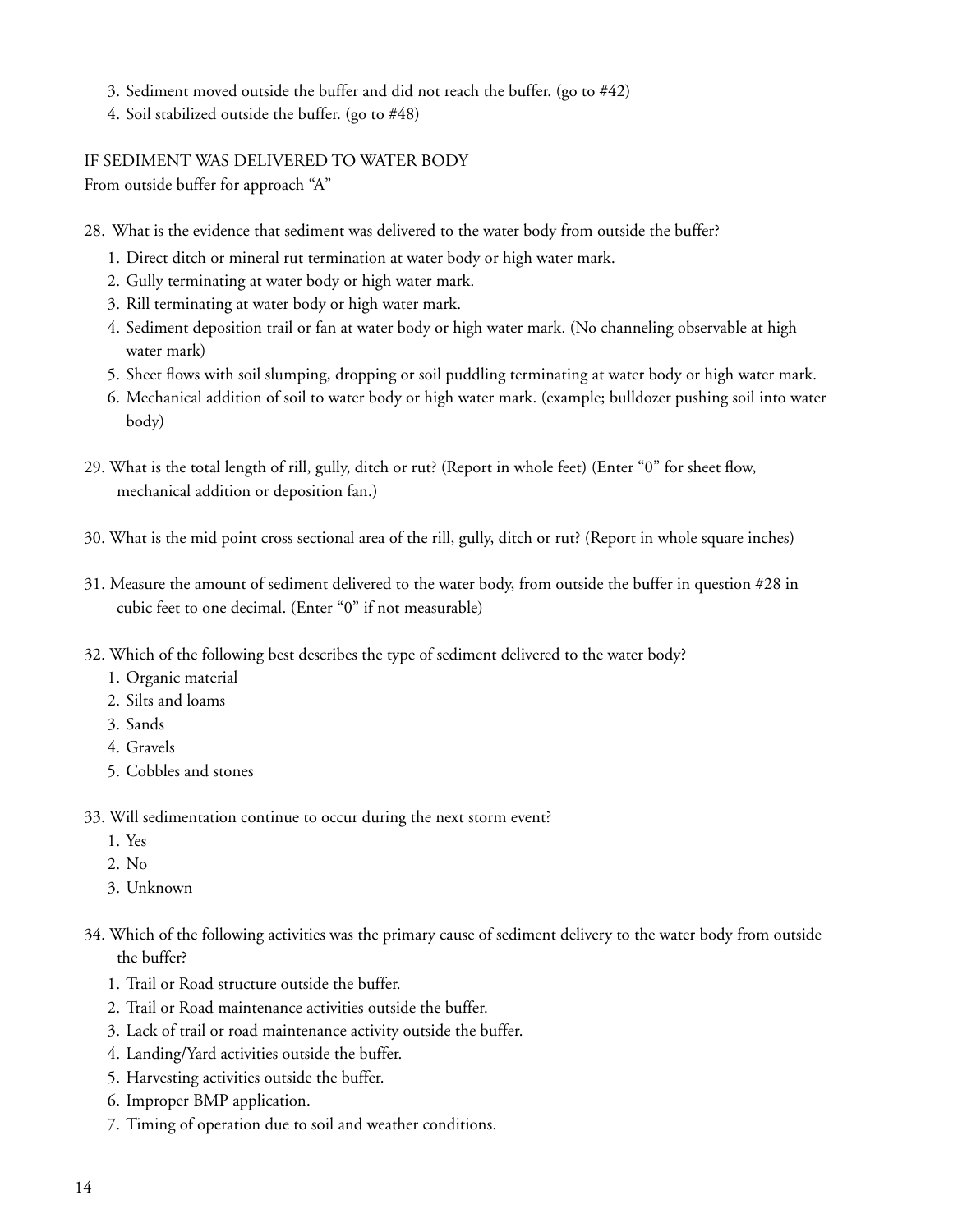3. Sediment moved outside the buffer and did not reach the buffer. (go to #42)
4. Soil stabilized outside the buffer. (go to #48)

IF SEDIMENT WAS DELIVERED TO WATER BODY

From outside buffer for approach "A"

28. What is the evidence that sediment was delivered to the water body from outside the buffer?
    1. Direct ditch or mineral rut termination at water body or high water mark.
    2. Gully terminating at water body or high water mark.
    3. Rill terminating at water body or high water mark.
    4. Sediment deposition trail or fan at water body or high water mark. (No channeling observable at high water mark)
    5. Sheet flows with soil slumping, dropping or soil puddling terminating at water body or high water mark.
    6. Mechanical addition of soil to water body or high water mark. (example; bulldozer pushing soil into water body)

29. What is the total length of rill, gully, ditch or rut? (Report in whole feet) (Enter "0" for sheet flow, mechanical addition or deposition fan.)

30. What is the mid point cross sectional area of the rill, gully, ditch or rut? (Report in whole square inches)

31. Measure the amount of sediment delivered to the water body, from outside the buffer in question #28 in cubic feet to one decimal. (Enter "0" if not measurable)

32. Which of the following best describes the type of sediment delivered to the water body?
    1. Organic material
    2. Silts and loams
    3. Sands
    4. Gravels
    5. Cobbles and stones

33. Will sedimentation continue to occur during the next storm event?
    1. Yes
    2. No
    3. Unknown

34. Which of the following activities was the primary cause of sediment delivery to the water body from outside the buffer?
    1. Trail or Road structure outside the buffer.
    2. Trail or Road maintenance activities outside the buffer.
    3. Lack of trail or road maintenance activity outside the buffer.
    4. Landing/Yard activities outside the buffer.
    5. Harvesting activities outside the buffer.
    6. Improper BMP application.
    7. Timing of operation due to soil and weather conditions.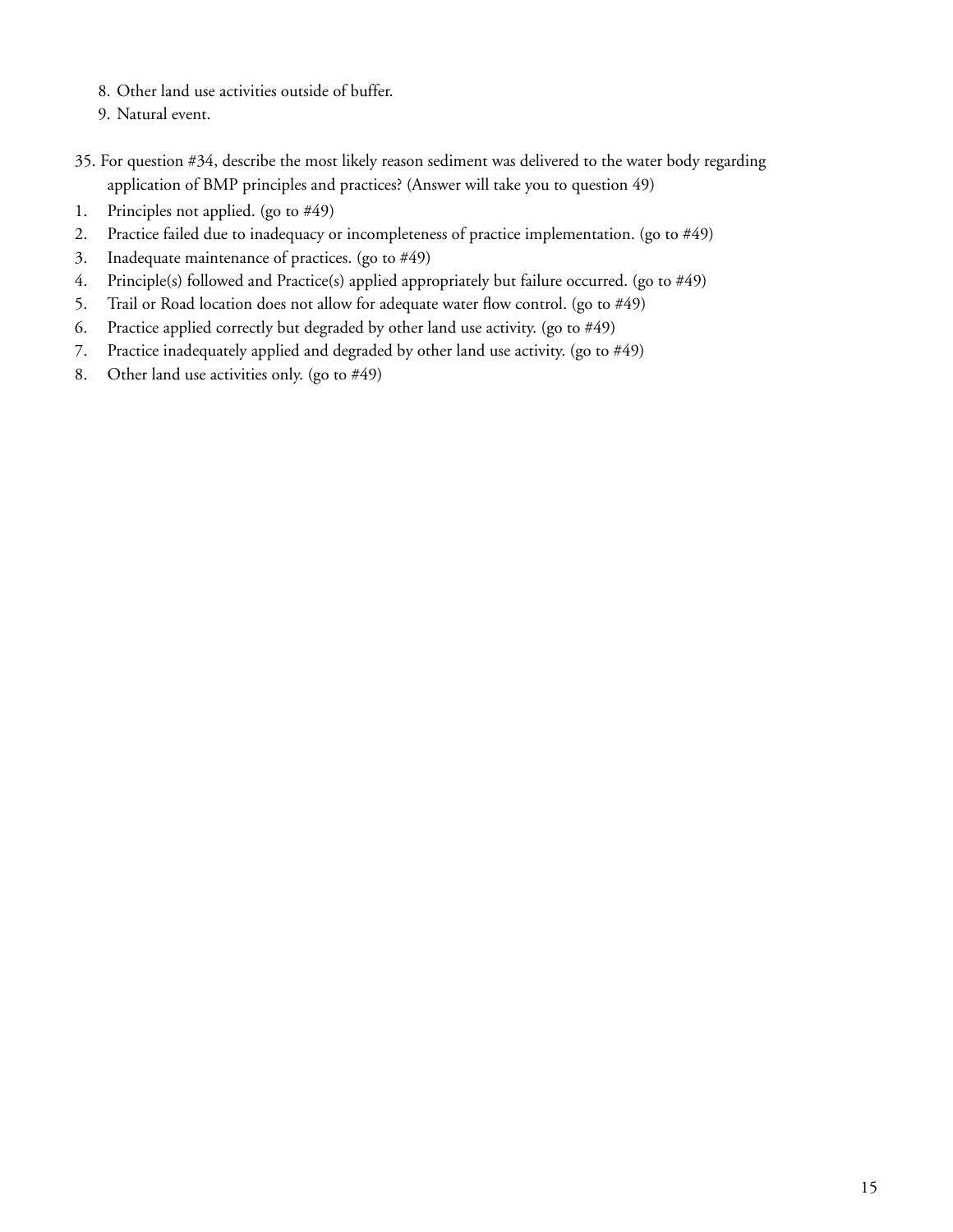8. Other land use activities outside of buffer.
9. Natural event.

35. For question #34, describe the most likely reason sediment was delivered to the water body regarding application of BMP principles and practices? (Answer will take you to question 49)

1. Principles not applied. (go to #49)
2. Practice failed due to inadequacy or incompleteness of practice implementation. (go to #49)
3. Inadequate maintenance of practices. (go to #49)
4. Principle(s) followed and Practice(s) applied appropriately but failure occurred. (go to #49)
5. Trail or Road location does not allow for adequate water flow control. (go to #49)
6. Practice applied correctly but degraded by other land use activity. (go to #49)
7. Practice inadequately applied and degraded by other land use activity. (go to #49)
8. Other land use activities only. (go to #49)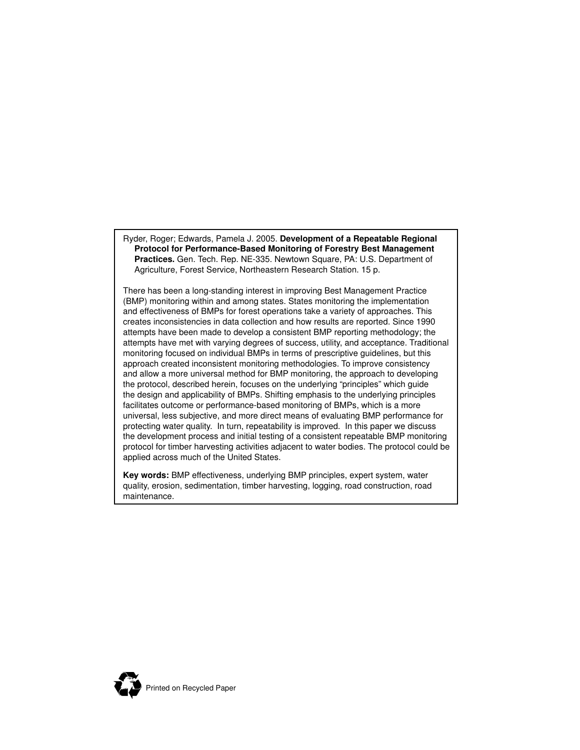Ryder, Roger; Edwards, Pamela J. 2005. **Development of a Repeatable Regional Protocol for Performance-Based Monitoring of Forestry Best Management Practices.** Gen. Tech. Rep. NE-335. Newtown Square, PA: U.S. Department of Agriculture, Forest Service, Northeastern Research Station. 15 p.

There has been a long-standing interest in improving Best Management Practice (BMP) monitoring within and among states. States monitoring the implementation and effectiveness of BMPs for forest operations take a variety of approaches. This creates inconsistencies in data collection and how results are reported. Since 1990 attempts have been made to develop a consistent BMP reporting methodology; the attempts have met with varying degrees of success, utility, and acceptance. Traditional monitoring focused on individual BMPs in terms of prescriptive guidelines, but this approach created inconsistent monitoring methodologies. To improve consistency and allow a more universal method for BMP monitoring, the approach to developing the protocol, described herein, focuses on the underlying "principles" which guide the design and applicability of BMPs. Shifting emphasis to the underlying principles facilitates outcome or performance-based monitoring of BMPs, which is a more universal, less subjective, and more direct means of evaluating BMP performance for protecting water quality. In turn, repeatability is improved. In this paper we discuss the development process and initial testing of a consistent repeatable BMP monitoring protocol for timber harvesting activities adjacent to water bodies. The protocol could be applied across much of the United States.

**Key words:** BMP effectiveness, underlying BMP principles, expert system, water quality, erosion, sedimentation, timber harvesting, logging, road construction, road maintenance.

Printed on Recycled Paper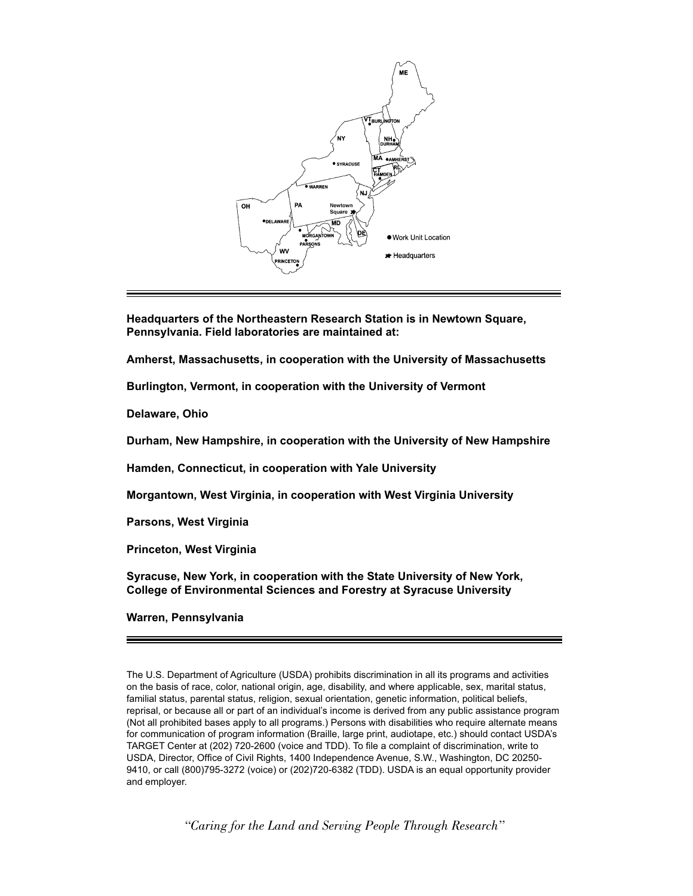OH

PA

NY

ME

VT

NH

MA

CT

RI

NJ

MD

DE

WV

BURLINGTON

DURHAM

AMHERST

HAMDEN

SYRACUSE

WARREN

Newtown Square

DELAWARE

MORGANTOWN

PARSONS

PRINCETON

● Work Unit Location

★ Headquarters

**Headquarters of the Northeastern Research Station is in Newtown Square, Pennsylvania. Field laboratories are maintained at:**

**Amherst, Massachusetts, in cooperation with the University of Massachusetts**

**Burlington, Vermont, in cooperation with the University of Vermont**

**Delaware, Ohio**

**Durham, New Hampshire, in cooperation with the University of New Hampshire**

**Hamden, Connecticut, in cooperation with Yale University**

**Morgantown, West Virginia, in cooperation with West Virginia University**

**Parsons, West Virginia**

**Princeton, West Virginia**

**Syracuse, New York, in cooperation with the State University of New York, College of Environmental Sciences and Forestry at Syracuse University**

**Warren, Pennsylvania**

The U.S. Department of Agriculture (USDA) prohibits discrimination in all its programs and activities on the basis of race, color, national origin, age, disability, and where applicable, sex, marital status, familial status, parental status, religion, sexual orientation, genetic information, political beliefs, reprisal, or because all or part of an individual's income is derived from any public assistance program (Not all prohibited bases apply to all programs.) Persons with disabilities who require alternate means for communication of program information (Braille, large print, audiotape, etc.) should contact USDA's TARGET Center at (202) 720-2600 (voice and TDD). To file a complaint of discrimination, write to USDA, Director, Office of Civil Rights, 1400 Independence Avenue, S.W., Washington, DC 20250-9410, or call (800)795-3272 (voice) or (202)720-6382 (TDD). USDA is an equal opportunity provider and employer.

*"Caring for the Land and Serving People Through Research"*